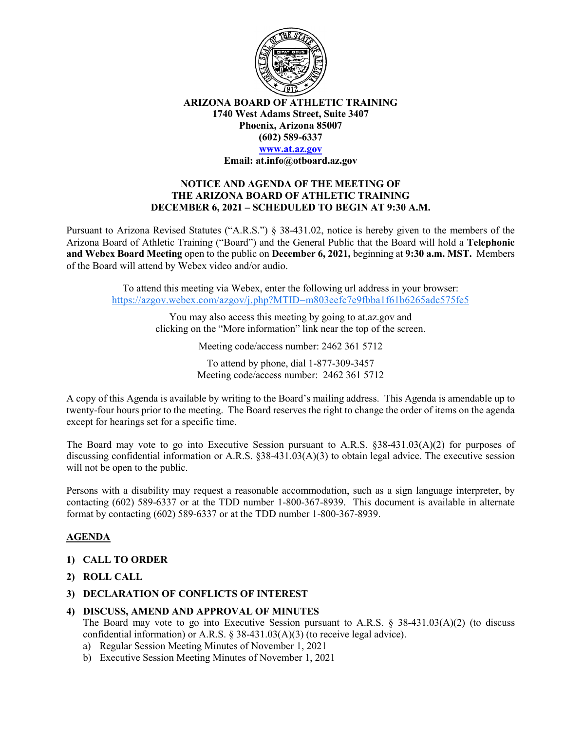**ARIZONA BOARD OF ATHLETIC TRAINING**
**1740 West Adams Street, Suite 3407**
**Phoenix, Arizona 85007**
**(602) 589-6337**
**www.at.az.gov**
**Email: at.info@otboard.az.gov**

## NOTICE AND AGENDA OF THE MEETING OF THE ARIZONA BOARD OF ATHLETIC TRAINING DECEMBER 6, 2021 – SCHEDULED TO BEGIN AT 9:30 A.M.

Pursuant to Arizona Revised Statutes ("A.R.S.") § 38-431.02, notice is hereby given to the members of the Arizona Board of Athletic Training ("Board") and the General Public that the Board will hold a **Telephonic and Webex Board Meeting** open to the public on **December 6, 2021,** beginning at **9:30 a.m. MST.** Members of the Board will attend by Webex video and/or audio.

To attend this meeting via Webex, enter the following url address in your browser: https://azgov.webex.com/azgov/j.php?MTID=m803eefc7e9fbba1f61b6265adc575fe5

You may also access this meeting by going to at.az.gov and clicking on the "More information" link near the top of the screen.

Meeting code/access number: 2462 361 5712

To attend by phone, dial 1-877-309-3457
Meeting code/access number: 2462 361 5712

A copy of this Agenda is available by writing to the Board's mailing address. This Agenda is amendable up to twenty-four hours prior to the meeting. The Board reserves the right to change the order of items on the agenda except for hearings set for a specific time.

The Board may vote to go into Executive Session pursuant to A.R.S. §38-431.03(A)(2) for purposes of discussing confidential information or A.R.S. §38-431.03(A)(3) to obtain legal advice. The executive session will not be open to the public.

Persons with a disability may request a reasonable accommodation, such as a sign language interpreter, by contacting (602) 589-6337 or at the TDD number 1-800-367-8939. This document is available in alternate format by contacting (602) 589-6337 or at the TDD number 1-800-367-8939.

## AGENDA

1) **CALL TO ORDER**
2) **ROLL CALL**
3) **DECLARATION OF CONFLICTS OF INTEREST**
4) **DISCUSS, AMEND AND APPROVAL OF MINUTES**
   The Board may vote to go into Executive Session pursuant to A.R.S. § 38-431.03(A)(2) (to discuss confidential information) or A.R.S. § 38-431.03(A)(3) (to receive legal advice).
   a) Regular Session Meeting Minutes of November 1, 2021
   b) Executive Session Meeting Minutes of November 1, 2021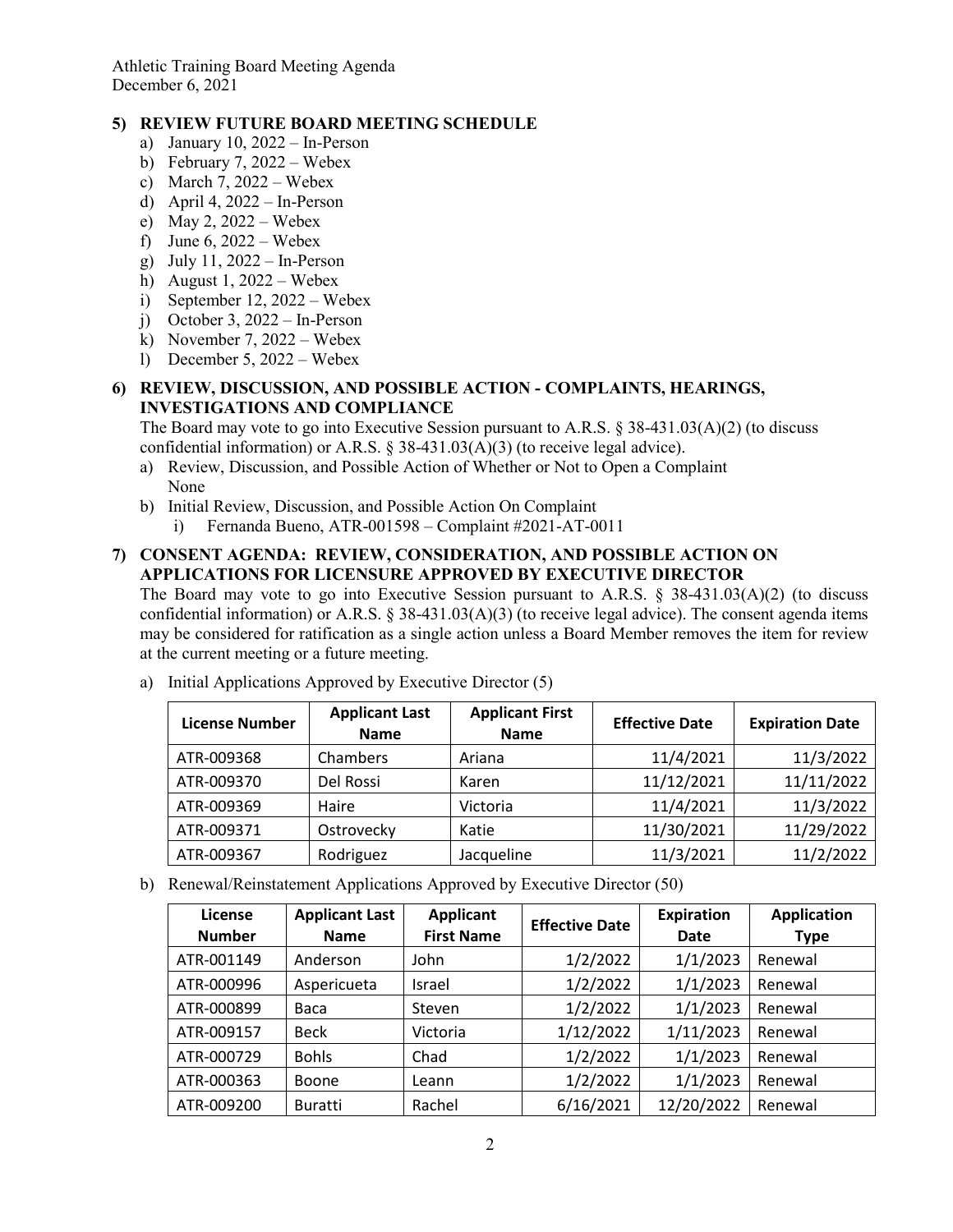**5) REVIEW FUTURE BOARD MEETING SCHEDULE**

a) January 10, 2022 – In-Person
b) February 7, 2022 – Webex
c) March 7, 2022 – Webex
d) April 4, 2022 – In-Person
e) May 2, 2022 – Webex
f) June 6, 2022 – Webex
g) July 11, 2022 – In-Person
h) August 1, 2022 – Webex
i) September 12, 2022 – Webex
j) October 3, 2022 – In-Person
k) November 7, 2022 – Webex
l) December 5, 2022 – Webex

**6) REVIEW, DISCUSSION, AND POSSIBLE ACTION - COMPLAINTS, HEARINGS, INVESTIGATIONS AND COMPLIANCE**

The Board may vote to go into Executive Session pursuant to A.R.S. § 38-431.03(A)(2) (to discuss confidential information) or A.R.S. § 38-431.03(A)(3) (to receive legal advice).

a) Review, Discussion, and Possible Action of Whether or Not to Open a Complaint
   None
b) Initial Review, Discussion, and Possible Action On Complaint
   i) Fernanda Bueno, ATR-001598 – Complaint #2021-AT-0011

**7) CONSENT AGENDA: REVIEW, CONSIDERATION, AND POSSIBLE ACTION ON APPLICATIONS FOR LICENSURE APPROVED BY EXECUTIVE DIRECTOR**

The Board may vote to go into Executive Session pursuant to A.R.S. § 38-431.03(A)(2) (to discuss confidential information) or A.R.S. § 38-431.03(A)(3) (to receive legal advice). The consent agenda items may be considered for ratification as a single action unless a Board Member removes the item for review at the current meeting or a future meeting.

a) Initial Applications Approved by Executive Director (5)

| License Number | Applicant Last Name | Applicant First Name | Effective Date | Expiration Date |
|---|---|---|---|---|
| ATR-009368 | Chambers | Ariana | 11/4/2021 | 11/3/2022 |
| ATR-009370 | Del Rossi | Karen | 11/12/2021 | 11/11/2022 |
| ATR-009369 | Haire | Victoria | 11/4/2021 | 11/3/2022 |
| ATR-009371 | Ostrovecky | Katie | 11/30/2021 | 11/29/2022 |
| ATR-009367 | Rodriguez | Jacqueline | 11/3/2021 | 11/2/2022 |

b) Renewal/Reinstatement Applications Approved by Executive Director (50)

| License Number | Applicant Last Name | Applicant First Name | Effective Date | Expiration Date | Application Type |
|---|---|---|---|---|---|
| ATR-001149 | Anderson | John | 1/2/2022 | 1/1/2023 | Renewal |
| ATR-000996 | Aspericueta | Israel | 1/2/2022 | 1/1/2023 | Renewal |
| ATR-000899 | Baca | Steven | 1/2/2022 | 1/1/2023 | Renewal |
| ATR-009157 | Beck | Victoria | 1/12/2022 | 1/11/2023 | Renewal |
| ATR-000729 | Bohls | Chad | 1/2/2022 | 1/1/2023 | Renewal |
| ATR-000363 | Boone | Leann | 1/2/2022 | 1/1/2023 | Renewal |
| ATR-009200 | Buratti | Rachel | 6/16/2021 | 12/20/2022 | Renewal |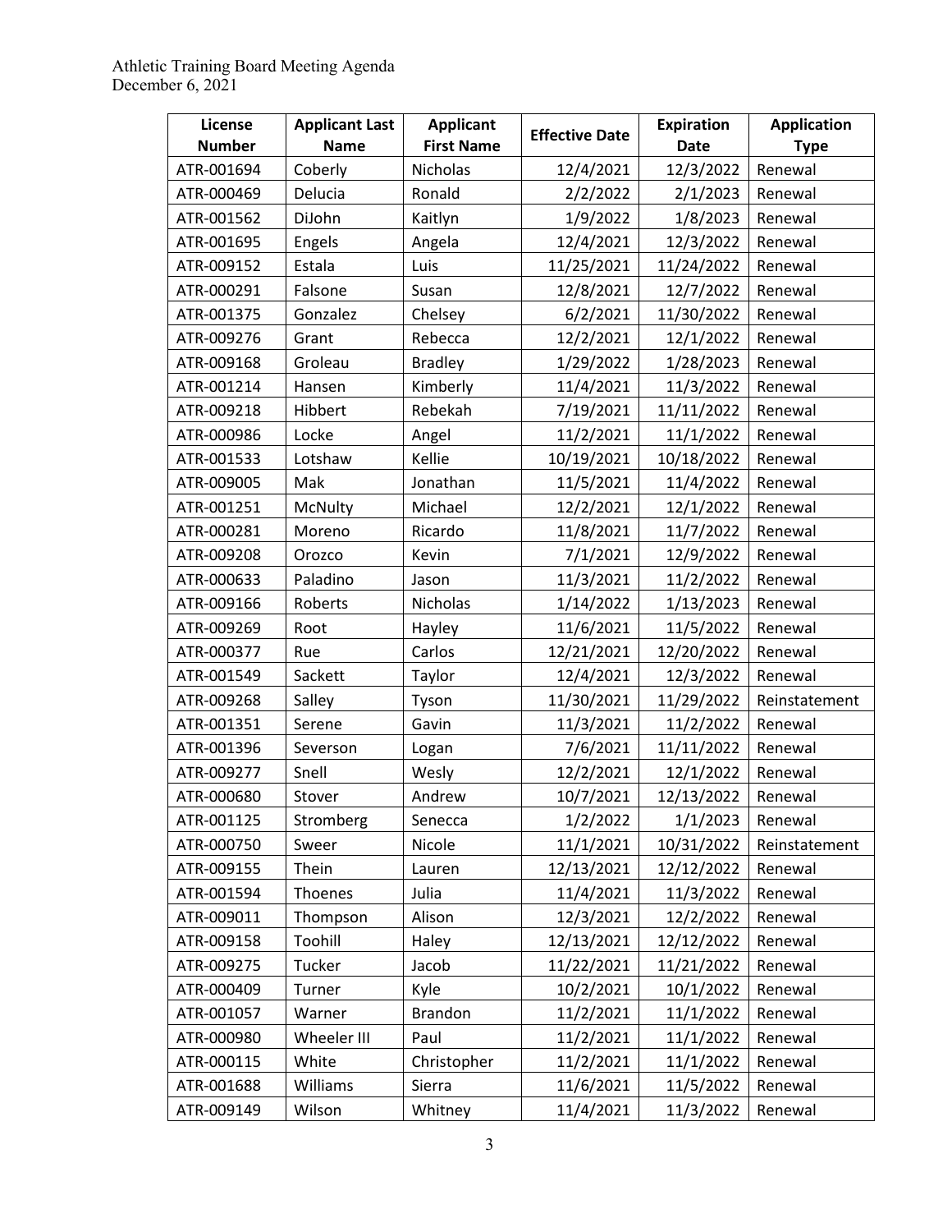| License Number | Applicant Last Name | Applicant First Name | Effective Date | Expiration Date | Application Type |
|---|---|---|---|---|---|
| ATR-001694 | Coberly | Nicholas | 12/4/2021 | 12/3/2022 | Renewal |
| ATR-000469 | Delucia | Ronald | 2/2/2022 | 2/1/2023 | Renewal |
| ATR-001562 | DiJohn | Kaitlyn | 1/9/2022 | 1/8/2023 | Renewal |
| ATR-001695 | Engels | Angela | 12/4/2021 | 12/3/2022 | Renewal |
| ATR-009152 | Estala | Luis | 11/25/2021 | 11/24/2022 | Renewal |
| ATR-000291 | Falsone | Susan | 12/8/2021 | 12/7/2022 | Renewal |
| ATR-001375 | Gonzalez | Chelsey | 6/2/2021 | 11/30/2022 | Renewal |
| ATR-009276 | Grant | Rebecca | 12/2/2021 | 12/1/2022 | Renewal |
| ATR-009168 | Groleau | Bradley | 1/29/2022 | 1/28/2023 | Renewal |
| ATR-001214 | Hansen | Kimberly | 11/4/2021 | 11/3/2022 | Renewal |
| ATR-009218 | Hibbert | Rebekah | 7/19/2021 | 11/11/2022 | Renewal |
| ATR-000986 | Locke | Angel | 11/2/2021 | 11/1/2022 | Renewal |
| ATR-001533 | Lotshaw | Kellie | 10/19/2021 | 10/18/2022 | Renewal |
| ATR-009005 | Mak | Jonathan | 11/5/2021 | 11/4/2022 | Renewal |
| ATR-001251 | McNulty | Michael | 12/2/2021 | 12/1/2022 | Renewal |
| ATR-000281 | Moreno | Ricardo | 11/8/2021 | 11/7/2022 | Renewal |
| ATR-009208 | Orozco | Kevin | 7/1/2021 | 12/9/2022 | Renewal |
| ATR-000633 | Paladino | Jason | 11/3/2021 | 11/2/2022 | Renewal |
| ATR-009166 | Roberts | Nicholas | 1/14/2022 | 1/13/2023 | Renewal |
| ATR-009269 | Root | Hayley | 11/6/2021 | 11/5/2022 | Renewal |
| ATR-000377 | Rue | Carlos | 12/21/2021 | 12/20/2022 | Renewal |
| ATR-001549 | Sackett | Taylor | 12/4/2021 | 12/3/2022 | Renewal |
| ATR-009268 | Salley | Tyson | 11/30/2021 | 11/29/2022 | Reinstatement |
| ATR-001351 | Serene | Gavin | 11/3/2021 | 11/2/2022 | Renewal |
| ATR-001396 | Severson | Logan | 7/6/2021 | 11/11/2022 | Renewal |
| ATR-009277 | Snell | Wesly | 12/2/2021 | 12/1/2022 | Renewal |
| ATR-000680 | Stover | Andrew | 10/7/2021 | 12/13/2022 | Renewal |
| ATR-001125 | Stromberg | Senecca | 1/2/2022 | 1/1/2023 | Renewal |
| ATR-000750 | Sweer | Nicole | 11/1/2021 | 10/31/2022 | Reinstatement |
| ATR-009155 | Thein | Lauren | 12/13/2021 | 12/12/2022 | Renewal |
| ATR-001594 | Thoenes | Julia | 11/4/2021 | 11/3/2022 | Renewal |
| ATR-009011 | Thompson | Alison | 12/3/2021 | 12/2/2022 | Renewal |
| ATR-009158 | Toohill | Haley | 12/13/2021 | 12/12/2022 | Renewal |
| ATR-009275 | Tucker | Jacob | 11/22/2021 | 11/21/2022 | Renewal |
| ATR-000409 | Turner | Kyle | 10/2/2021 | 10/1/2022 | Renewal |
| ATR-001057 | Warner | Brandon | 11/2/2021 | 11/1/2022 | Renewal |
| ATR-000980 | Wheeler III | Paul | 11/2/2021 | 11/1/2022 | Renewal |
| ATR-000115 | White | Christopher | 11/2/2021 | 11/1/2022 | Renewal |
| ATR-001688 | Williams | Sierra | 11/6/2021 | 11/5/2022 | Renewal |
| ATR-009149 | Wilson | Whitney | 11/4/2021 | 11/3/2022 | Renewal |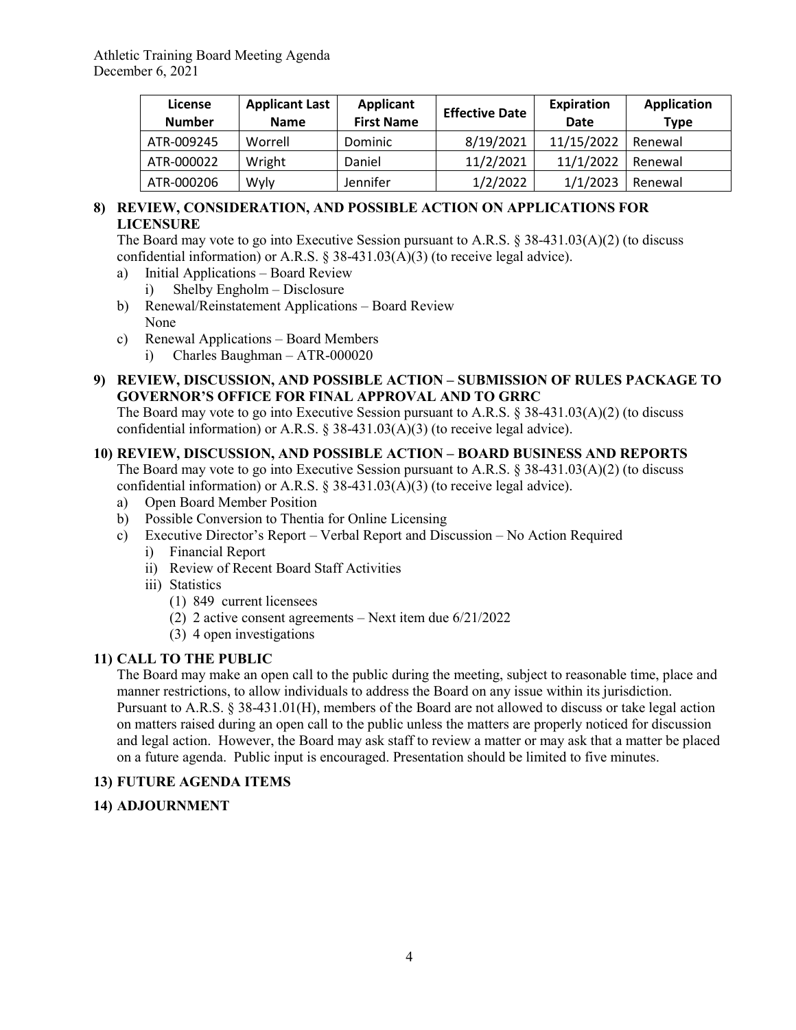| License Number | Applicant Last Name | Applicant First Name | Effective Date | Expiration Date | Application Type |
|---|---|---|---|---|---|
| ATR-009245 | Worrell | Dominic | 8/19/2021 | 11/15/2022 | Renewal |
| ATR-000022 | Wright | Daniel | 11/2/2021 | 11/1/2022 | Renewal |
| ATR-000206 | Wyly | Jennifer | 1/2/2022 | 1/1/2023 | Renewal |

**8) REVIEW, CONSIDERATION, AND POSSIBLE ACTION ON APPLICATIONS FOR LICENSURE**

The Board may vote to go into Executive Session pursuant to A.R.S. § 38-431.03(A)(2) (to discuss confidential information) or A.R.S. § 38-431.03(A)(3) (to receive legal advice).

a) Initial Applications – Board Review
   i) Shelby Engholm – Disclosure
b) Renewal/Reinstatement Applications – Board Review
   None
c) Renewal Applications – Board Members
   i) Charles Baughman – ATR-000020

**9) REVIEW, DISCUSSION, AND POSSIBLE ACTION – SUBMISSION OF RULES PACKAGE TO GOVERNOR'S OFFICE FOR FINAL APPROVAL AND TO GRRC**

The Board may vote to go into Executive Session pursuant to A.R.S. § 38-431.03(A)(2) (to discuss confidential information) or A.R.S. § 38-431.03(A)(3) (to receive legal advice).

**10) REVIEW, DISCUSSION, AND POSSIBLE ACTION – BOARD BUSINESS AND REPORTS**

The Board may vote to go into Executive Session pursuant to A.R.S. § 38-431.03(A)(2) (to discuss confidential information) or A.R.S. § 38-431.03(A)(3) (to receive legal advice).

a) Open Board Member Position
b) Possible Conversion to Thentia for Online Licensing
c) Executive Director's Report – Verbal Report and Discussion – No Action Required
   i) Financial Report
   ii) Review of Recent Board Staff Activities
   iii) Statistics
      (1) 849 current licensees
      (2) 2 active consent agreements – Next item due 6/21/2022
      (3) 4 open investigations

**11) CALL TO THE PUBLIC**

The Board may make an open call to the public during the meeting, subject to reasonable time, place and manner restrictions, to allow individuals to address the Board on any issue within its jurisdiction. Pursuant to A.R.S. § 38-431.01(H), members of the Board are not allowed to discuss or take legal action on matters raised during an open call to the public unless the matters are properly noticed for discussion and legal action. However, the Board may ask staff to review a matter or may ask that a matter be placed on a future agenda. Public input is encouraged. Presentation should be limited to five minutes.

**13) FUTURE AGENDA ITEMS**

**14) ADJOURNMENT**